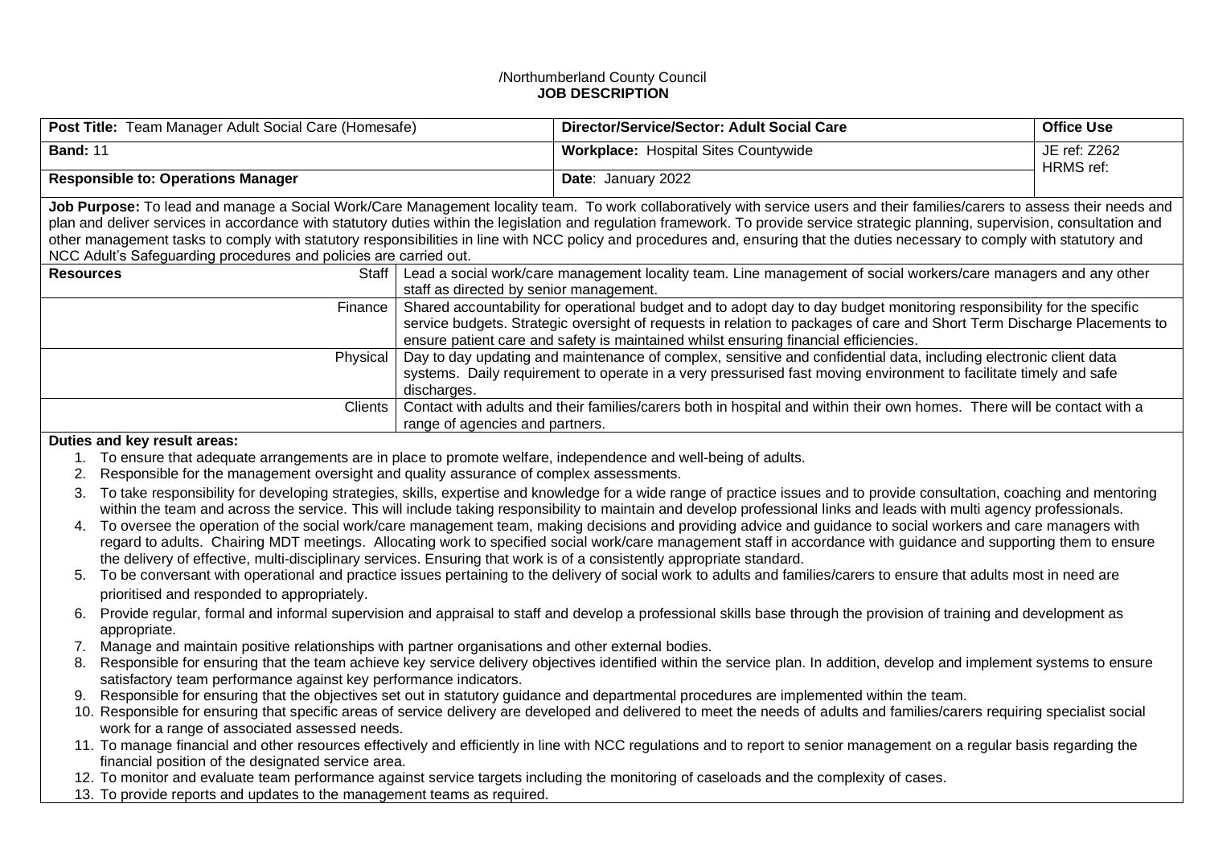/Northumberland County Council
**JOB DESCRIPTION**

| **Post Title:** Team Manager Adult Social Care (Homesafe) | **Director/Service/Sector: Adult Social Care** | **Office Use** |
|---|---|---|
| **Band:** 11 | **Workplace:** Hospital Sites Countywide | JE ref: Z262<br>HRMS ref: |
| **Responsible to: Operations Manager** | **Date**: January 2022 | |

**Job Purpose:** To lead and manage a Social Work/Care Management locality team. To work collaboratively with service users and their families/carers to assess their needs and plan and deliver services in accordance with statutory duties within the legislation and regulation framework. To provide service strategic planning, supervision, consultation and other management tasks to comply with statutory responsibilities in line with NCC policy and procedures and, ensuring that the duties necessary to comply with statutory and NCC Adult's Safeguarding procedures and policies are carried out.

| **Resources** | | |
|---|---|---|
| | Staff | Lead a social work/care management locality team. Line management of social workers/care managers and any other staff as directed by senior management. |
| | Finance | Shared accountability for operational budget and to adopt day to day budget monitoring responsibility for the specific service budgets. Strategic oversight of requests in relation to packages of care and Short Term Discharge Placements to ensure patient care and safety is maintained whilst ensuring financial efficiencies. |
| | Physical | Day to day updating and maintenance of complex, sensitive and confidential data, including electronic client data systems. Daily requirement to operate in a very pressurised fast moving environment to facilitate timely and safe discharges. |
| | Clients | Contact with adults and their families/carers both in hospital and within their own homes. There will be contact with a range of agencies and partners. |

**Duties and key result areas:**

1. To ensure that adequate arrangements are in place to promote welfare, independence and well-being of adults.
2. Responsible for the management oversight and quality assurance of complex assessments.
3. To take responsibility for developing strategies, skills, expertise and knowledge for a wide range of practice issues and to provide consultation, coaching and mentoring within the team and across the service. This will include taking responsibility to maintain and develop professional links and leads with multi agency professionals.
4. To oversee the operation of the social work/care management team, making decisions and providing advice and guidance to social workers and care managers with regard to adults. Chairing MDT meetings. Allocating work to specified social work/care management staff in accordance with guidance and supporting them to ensure the delivery of effective, multi-disciplinary services. Ensuring that work is of a consistently appropriate standard.
5. To be conversant with operational and practice issues pertaining to the delivery of social work to adults and families/carers to ensure that adults most in need are prioritised and responded to appropriately.
6. Provide regular, formal and informal supervision and appraisal to staff and develop a professional skills base through the provision of training and development as appropriate.
7. Manage and maintain positive relationships with partner organisations and other external bodies.
8. Responsible for ensuring that the team achieve key service delivery objectives identified within the service plan. In addition, develop and implement systems to ensure satisfactory team performance against key performance indicators.
9. Responsible for ensuring that the objectives set out in statutory guidance and departmental procedures are implemented within the team.
10. Responsible for ensuring that specific areas of service delivery are developed and delivered to meet the needs of adults and families/carers requiring specialist social work for a range of associated assessed needs.
11. To manage financial and other resources effectively and efficiently in line with NCC regulations and to report to senior management on a regular basis regarding the financial position of the designated service area.
12. To monitor and evaluate team performance against service targets including the monitoring of caseloads and the complexity of cases.
13. To provide reports and updates to the management teams as required.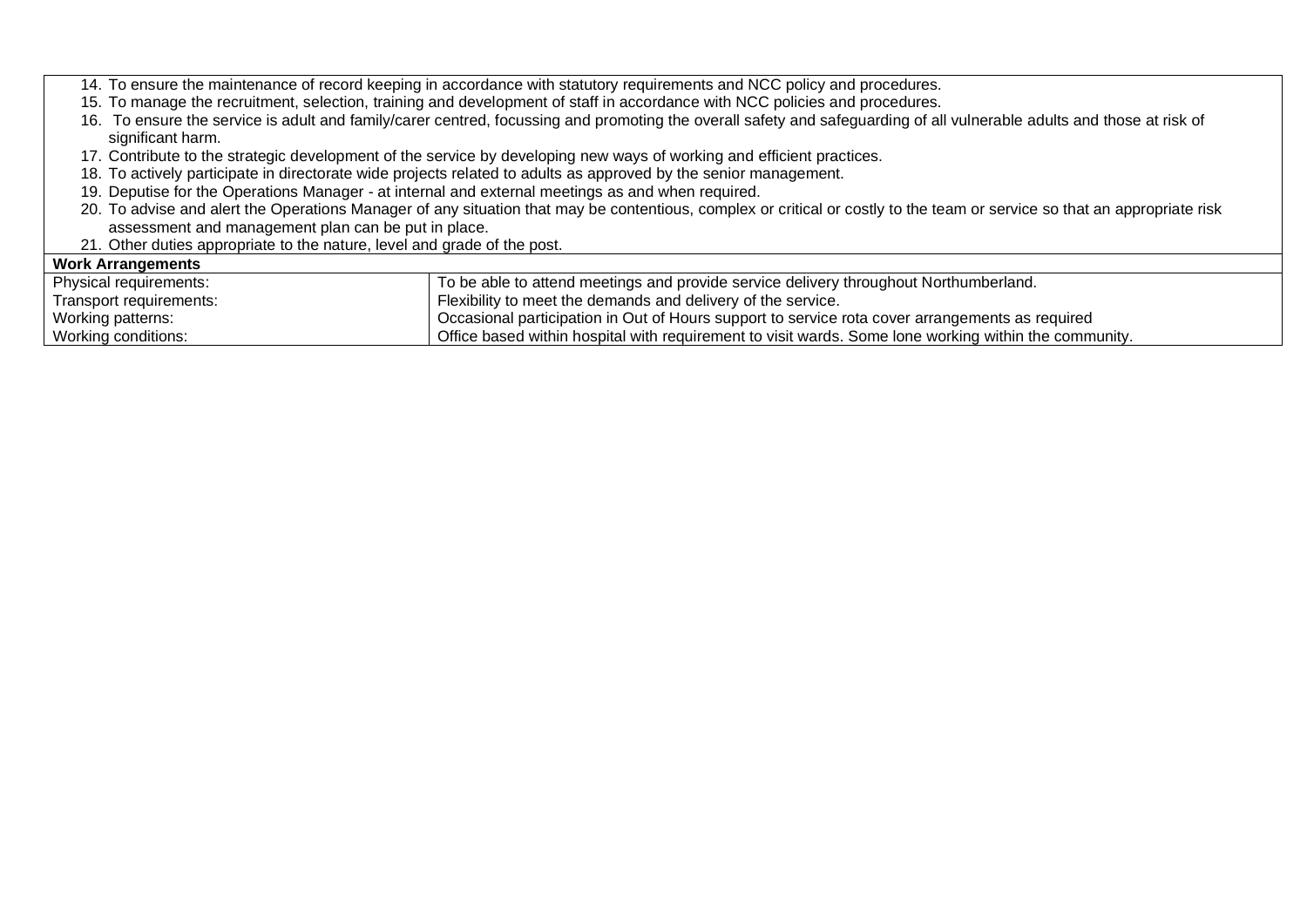14. To ensure the maintenance of record keeping in accordance with statutory requirements and NCC policy and procedures.
15. To manage the recruitment, selection, training and development of staff in accordance with NCC policies and procedures.
16. To ensure the service is adult and family/carer centred, focussing and promoting the overall safety and safeguarding of all vulnerable adults and those at risk of significant harm.
17. Contribute to the strategic development of the service by developing new ways of working and efficient practices.
18. To actively participate in directorate wide projects related to adults as approved by the senior management.
19. Deputise for the Operations Manager - at internal and external meetings as and when required.
20. To advise and alert the Operations Manager of any situation that may be contentious, complex or critical or costly to the team or service so that an appropriate risk assessment and management plan can be put in place.
21. Other duties appropriate to the nature, level and grade of the post.

**Work Arrangements**

| | |
|---|---|
| Physical requirements: | To be able to attend meetings and provide service delivery throughout Northumberland. |
| Transport requirements: | Flexibility to meet the demands and delivery of the service. |
| Working patterns: | Occasional participation in Out of Hours support to service rota cover arrangements as required |
| Working conditions: | Office based within hospital with requirement to visit wards. Some lone working within the community. |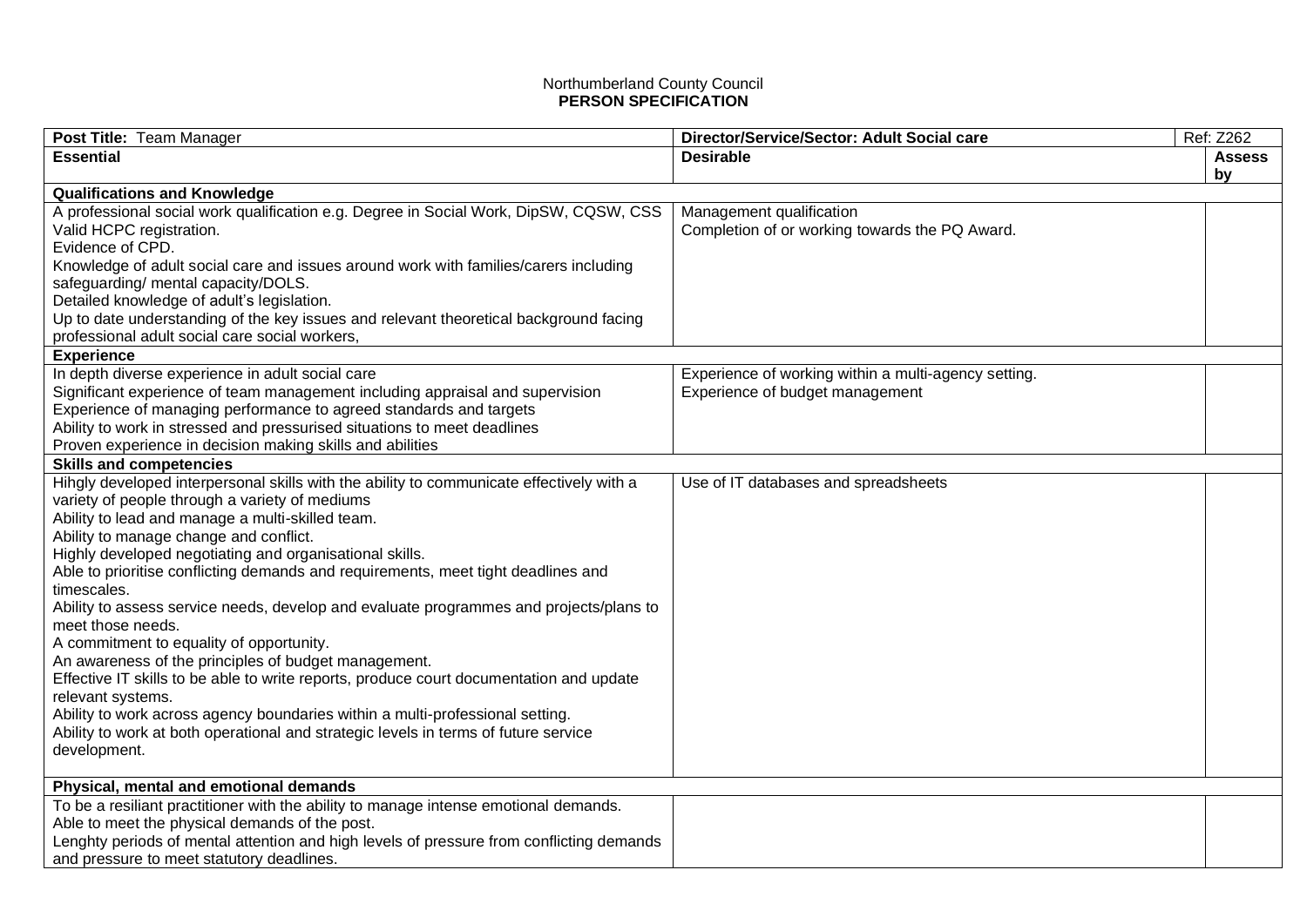Northumberland County Council
**PERSON SPECIFICATION**

| **Post Title:** Team Manager | **Director/Service/Sector: Adult Social care** | Ref: Z262 |
|---|---|---|
| **Essential** | **Desirable** | **Assess by** |
| **Qualifications and Knowledge** | | |
| A professional social work qualification e.g. Degree in Social Work, DipSW, CQSW, CSS<br>Valid HCPC registration.<br>Evidence of CPD.<br>Knowledge of adult social care and issues around work with families/carers including safeguarding/ mental capacity/DOLS.<br>Detailed knowledge of adult's legislation.<br>Up to date understanding of the key issues and relevant theoretical background facing professional adult social care social workers, | Management qualification<br>Completion of or working towards the PQ Award. | |
| **Experience** | | |
| In depth diverse experience in adult social care<br>Significant experience of team management including appraisal and supervision<br>Experience of managing performance to agreed standards and targets<br>Ability to work in stressed and pressurised situations to meet deadlines<br>Proven experience in decision making skills and abilities | Experience of working within a multi-agency setting.<br>Experience of budget management | |
| **Skills and competencies** | | |
| Hihgly developed interpersonal skills with the ability to communicate effectively with a variety of people through a variety of mediums<br>Ability to lead and manage a multi-skilled team.<br>Ability to manage change and conflict.<br>Highly developed negotiating and organisational skills.<br>Able to prioritise conflicting demands and requirements, meet tight deadlines and timescales.<br>Ability to assess service needs, develop and evaluate programmes and projects/plans to meet those needs.<br>A commitment to equality of opportunity.<br>An awareness of the principles of budget management.<br>Effective IT skills to be able to write reports, produce court documentation and update relevant systems.<br>Ability to work across agency boundaries within a multi-professional setting.<br>Ability to work at both operational and strategic levels in terms of future service development. | Use of IT databases and spreadsheets | |
| **Physical, mental and emotional demands** | | |
| To be a resiliant practitioner with the ability to manage intense emotional demands.<br>Able to meet the physical demands of the post.<br>Lenghty periods of mental attention and high levels of pressure from conflicting demands and pressure to meet statutory deadlines. | | |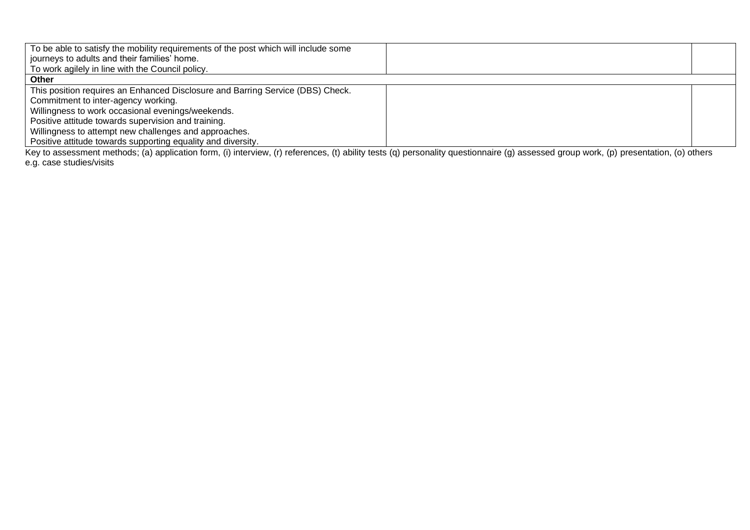| | | |
|---|---|---|
| To be able to satisfy the mobility requirements of the post which will include some journeys to adults and their families' home.<br>To work agilely in line with the Council policy. | | |
| **Other** | | |
| This position requires an Enhanced Disclosure and Barring Service (DBS) Check.<br>Commitment to inter-agency working.<br>Willingness to work occasional evenings/weekends.<br>Positive attitude towards supervision and training.<br>Willingness to attempt new challenges and approaches.<br>Positive attitude towards supporting equality and diversity. | | |

Key to assessment methods; (a) application form, (i) interview, (r) references, (t) ability tests (q) personality questionnaire (g) assessed group work, (p) presentation, (o) others e.g. case studies/visits